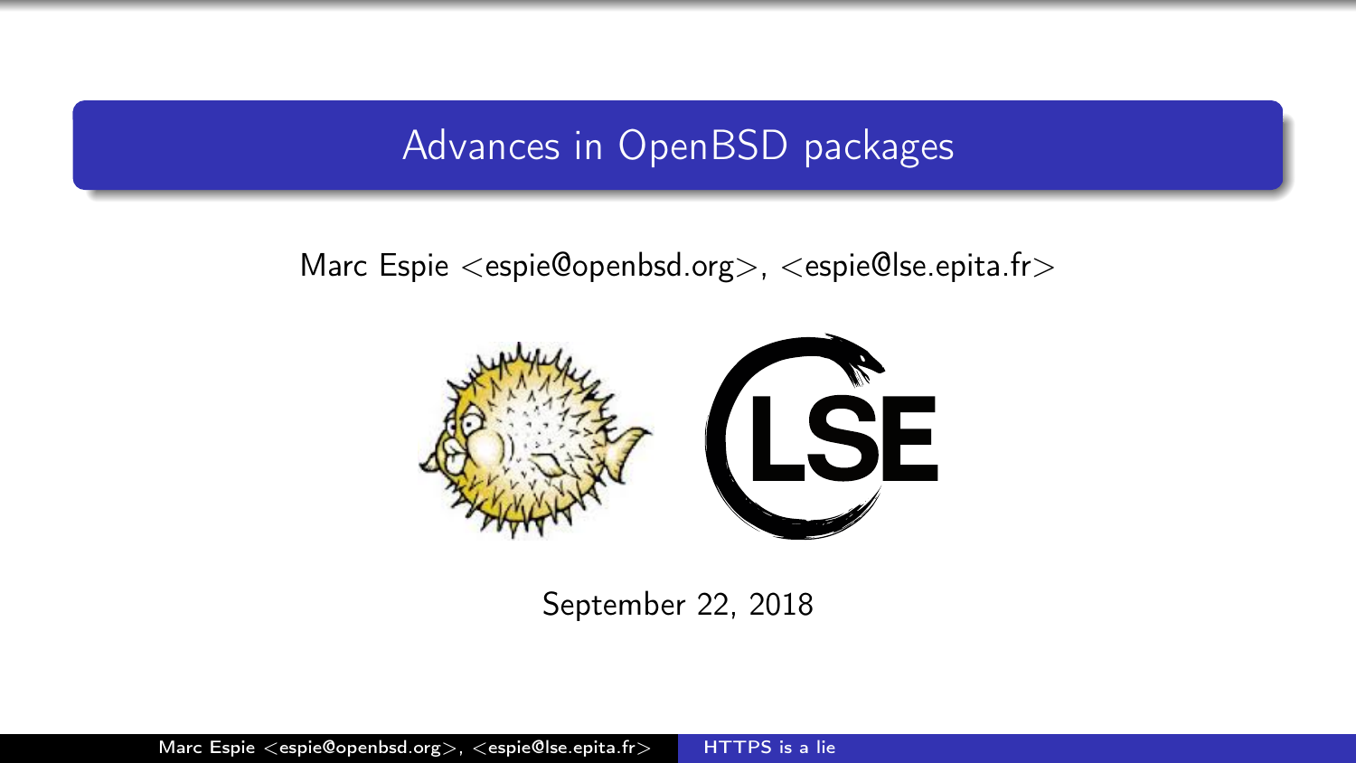# Advances in OpenBSD packages

Marc Espie <espie@openbsd.org>, <espie@lse.epita.fr>

September 22, 2018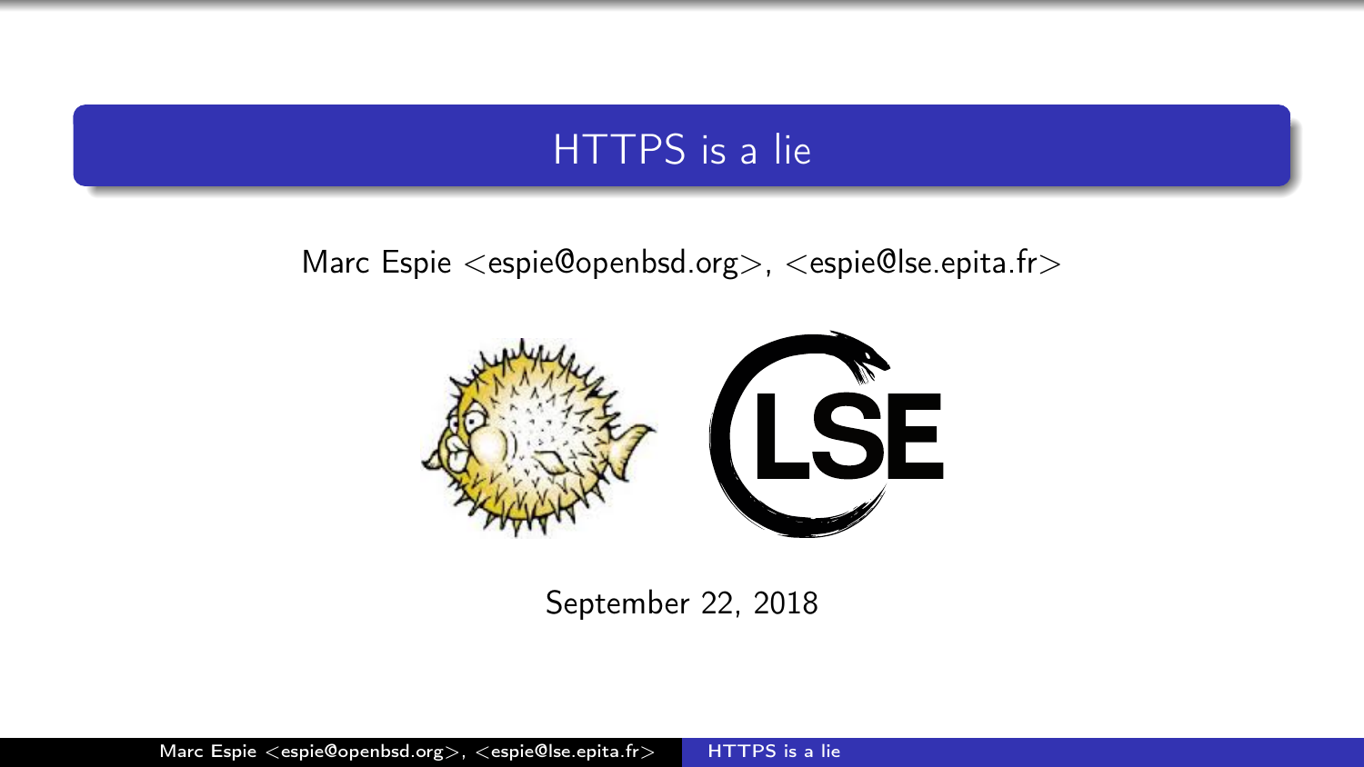# HTTPS is a lie

Marc Espie <espie@openbsd.org>, <espie@lse.epita.fr>

September 22, 2018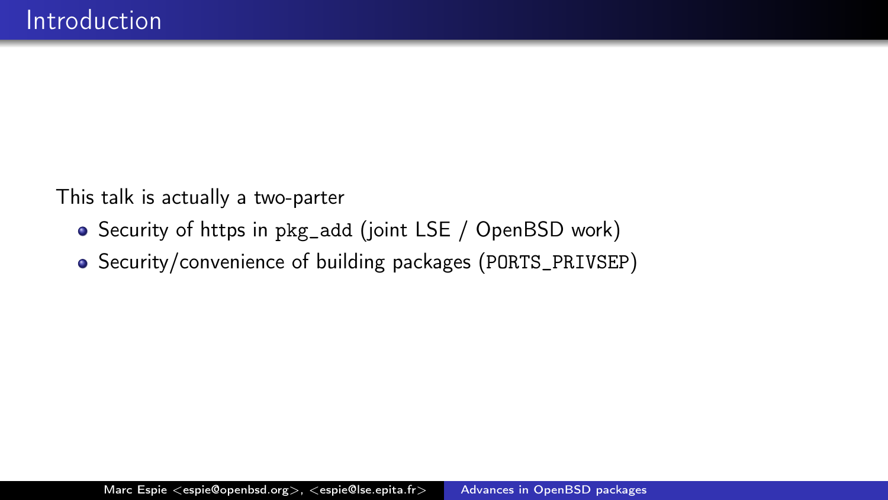# Introduction

This talk is actually a two-parter

- Security of https in `pkg_add` (joint LSE / OpenBSD work)
- Security/convenience of building packages (`PORTS_PRIVSEP`)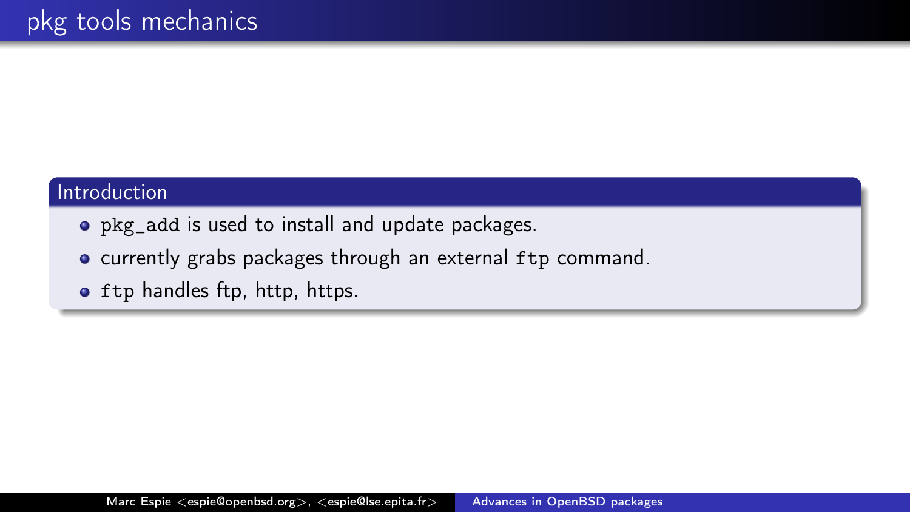# pkg tools mechanics

## Introduction

- `pkg_add` is used to install and update packages.
- currently grabs packages through an external `ftp` command.
- `ftp` handles ftp, http, https.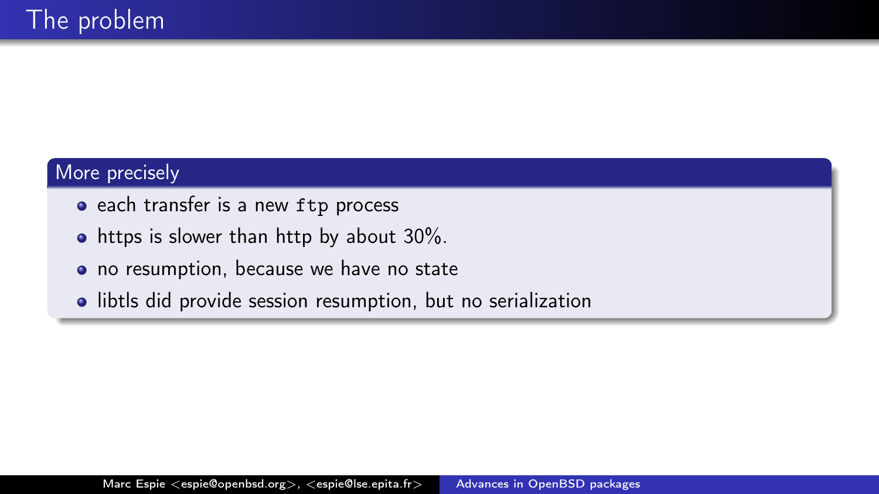# The problem

## More precisely

- each transfer is a new `ftp` process
- https is slower than http by about 30%.
- no resumption, because we have no state
- libtls did provide session resumption, but no serialization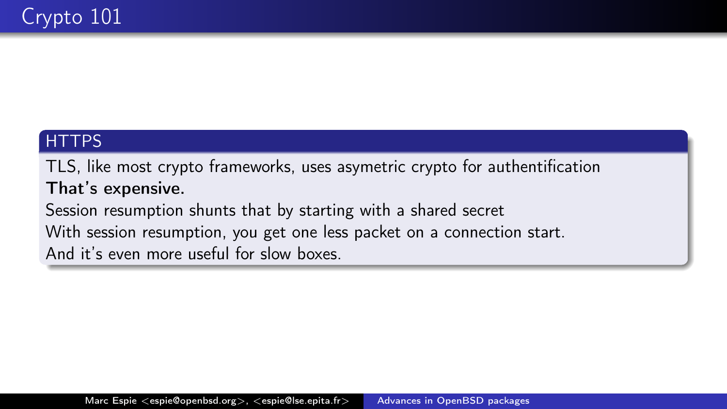# Crypto 101

## HTTPS

TLS, like most crypto frameworks, uses asymetric crypto for authentification
**That's expensive.**
Session resumption shunts that by starting with a shared secret
With session resumption, you get one less packet on a connection start.
And it's even more useful for slow boxes.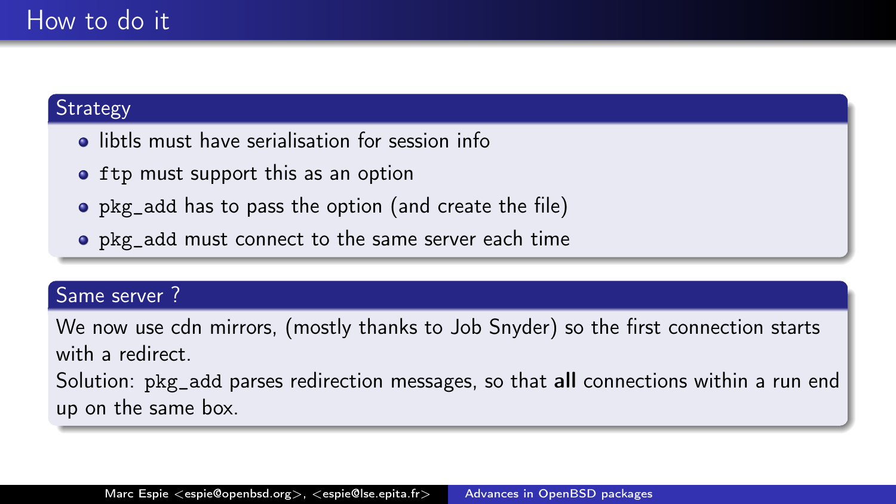# How to do it

## Strategy

- libtls must have serialisation for session info
- `ftp` must support this as an option
- `pkg_add` has to pass the option (and create the file)
- `pkg_add` must connect to the same server each time

## Same server ?

We now use cdn mirrors, (mostly thanks to Job Snyder) so the first connection starts with a redirect.
Solution: `pkg_add` parses redirection messages, so that **all** connections within a run end up on the same box.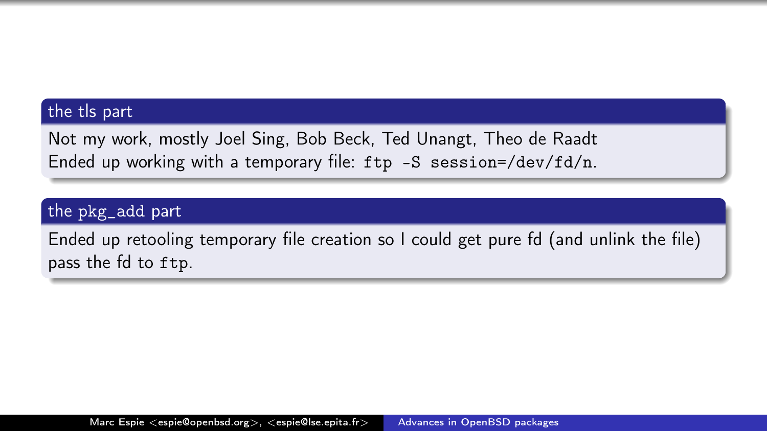### the tls part

Not my work, mostly Joel Sing, Bob Beck, Ted Unangt, Theo de Raadt
Ended up working with a temporary file: `ftp -S session=/dev/fd/n`.

### the `pkg_add` part

Ended up retooling temporary file creation so I could get pure fd (and unlink the file)
pass the fd to `ftp`.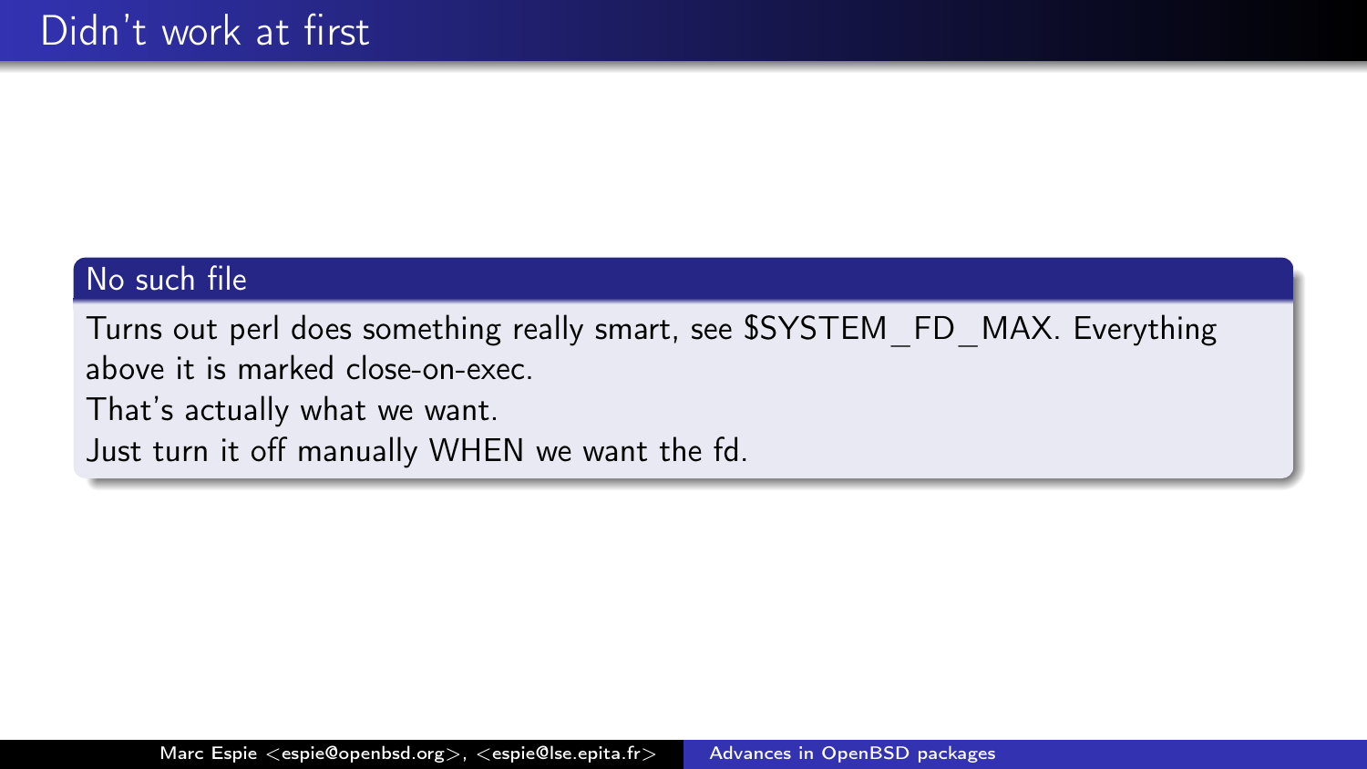# Didn't work at first

## No such file

Turns out perl does something really smart, see $SYSTEM_FD_MAX. Everything above it is marked close-on-exec.
That's actually what we want.
Just turn it off manually WHEN we want the fd.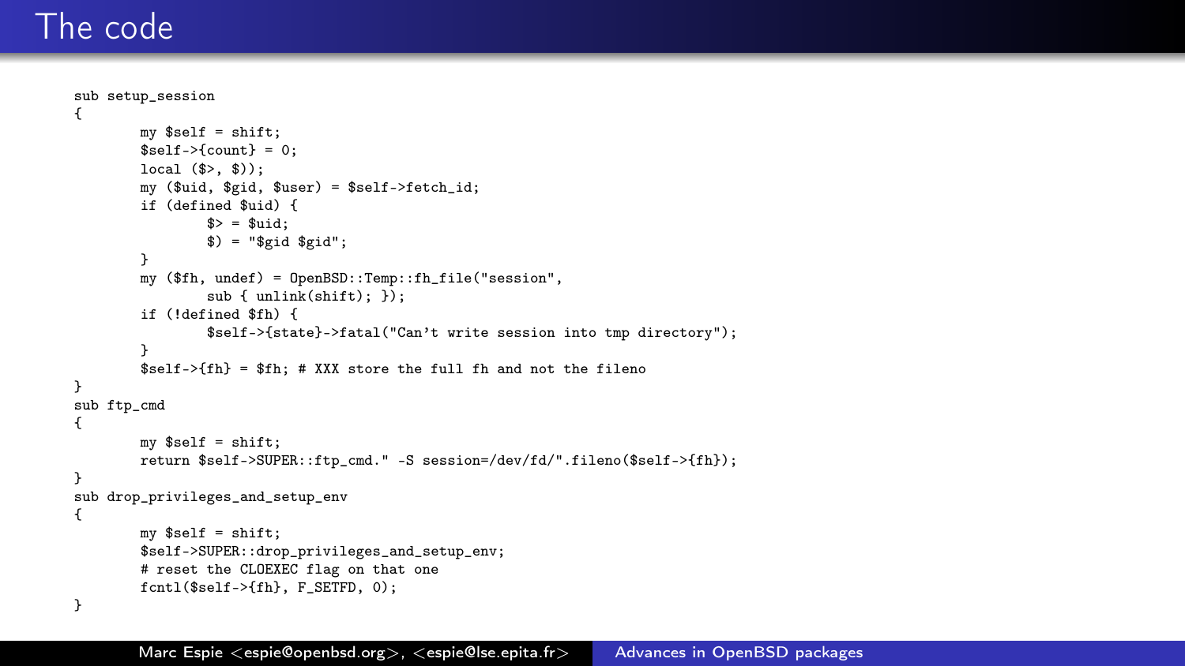# The code

```
sub setup_session
{
        my $self = shift;
        $self->{count} = 0;
        local ($>, $));
        my ($uid, $gid, $user) = $self->fetch_id;
        if (defined $uid) {
                $> = $uid;
                $) = "$gid $gid";
        }
        my ($fh, undef) = OpenBSD::Temp::fh_file("session",
                sub { unlink(shift); });
        if (!defined $fh) {
                $self->{state}->fatal("Can't write session into tmp directory");
        }
        $self->{fh} = $fh; # XXX store the full fh and not the fileno
}
sub ftp_cmd
{
        my $self = shift;
        return $self->SUPER::ftp_cmd." -S session=/dev/fd/".fileno($self->{fh});
}
sub drop_privileges_and_setup_env
{
        my $self = shift;
        $self->SUPER::drop_privileges_and_setup_env;
        # reset the CLOEXEC flag on that one
        fcntl($self->{fh}, F_SETFD, 0);
}
```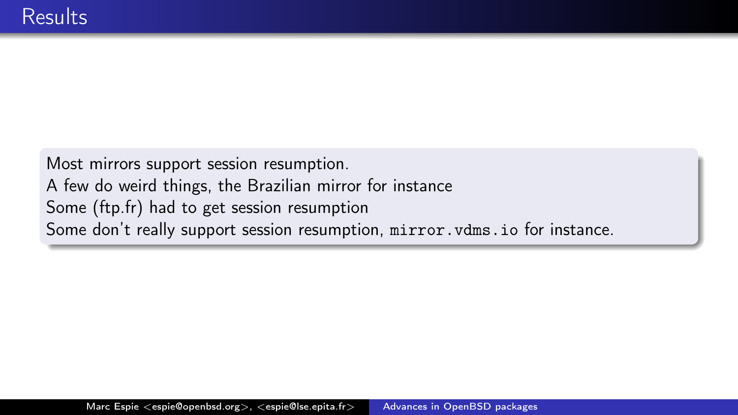# Results

Most mirrors support session resumption.
A few do weird things, the Brazilian mirror for instance
Some (ftp.fr) had to get session resumption
Some don't really support session resumption, `mirror.vdms.io` for instance.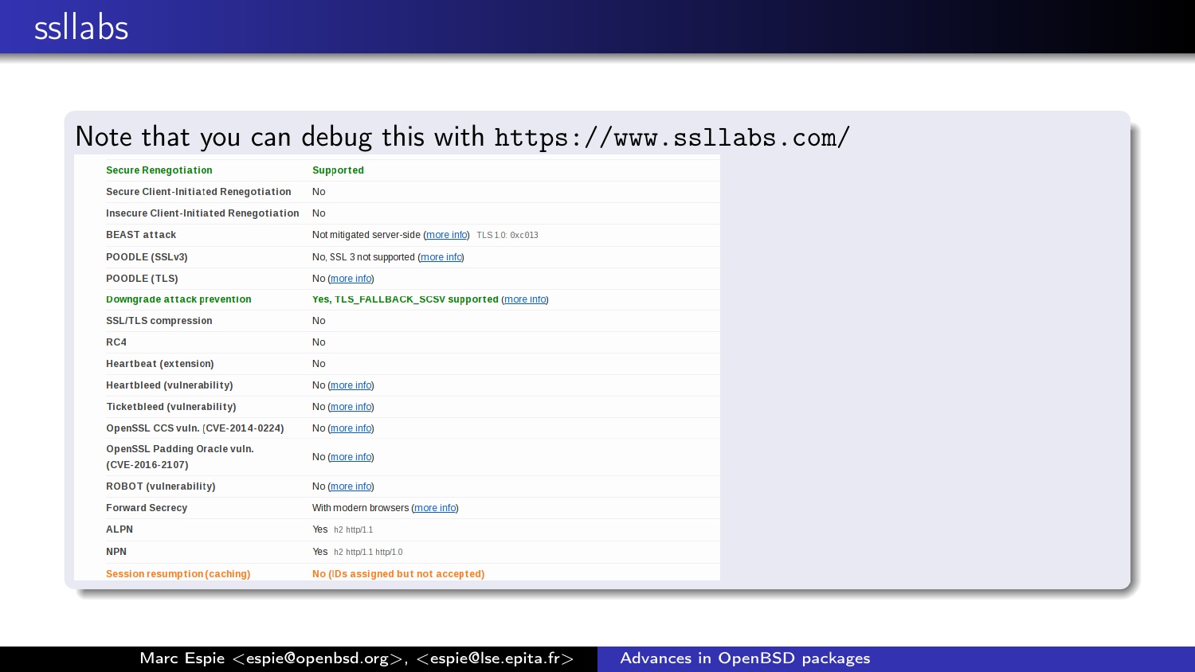# ssllabs

Note that you can debug this with `https://www.ssllabs.com/`

| | |
|---|---|
| Secure Renegotiation | Supported |
| Secure Client-Initiated Renegotiation | No |
| Insecure Client-Initiated Renegotiation | No |
| BEAST attack | Not mitigated server-side (more info) TLS 1.0: 0xc013 |
| POODLE (SSLv3) | No, SSL 3 not supported (more info) |
| POODLE (TLS) | No (more info) |
| Downgrade attack prevention | Yes, TLS_FALLBACK_SCSV supported (more info) |
| SSL/TLS compression | No |
| RC4 | No |
| Heartbeat (extension) | No |
| Heartbleed (vulnerability) | No (more info) |
| Ticketbleed (vulnerability) | No (more info) |
| OpenSSL CCS vuln. (CVE-2014-0224) | No (more info) |
| OpenSSL Padding Oracle vuln. (CVE-2016-2107) | No (more info) |
| ROBOT (vulnerability) | No (more info) |
| Forward Secrecy | With modern browsers (more info) |
| ALPN | Yes h2 http/1.1 |
| NPN | Yes h2 http/1.1 http/1.0 |
| Session resumption (caching) | No (IDs assigned but not accepted) |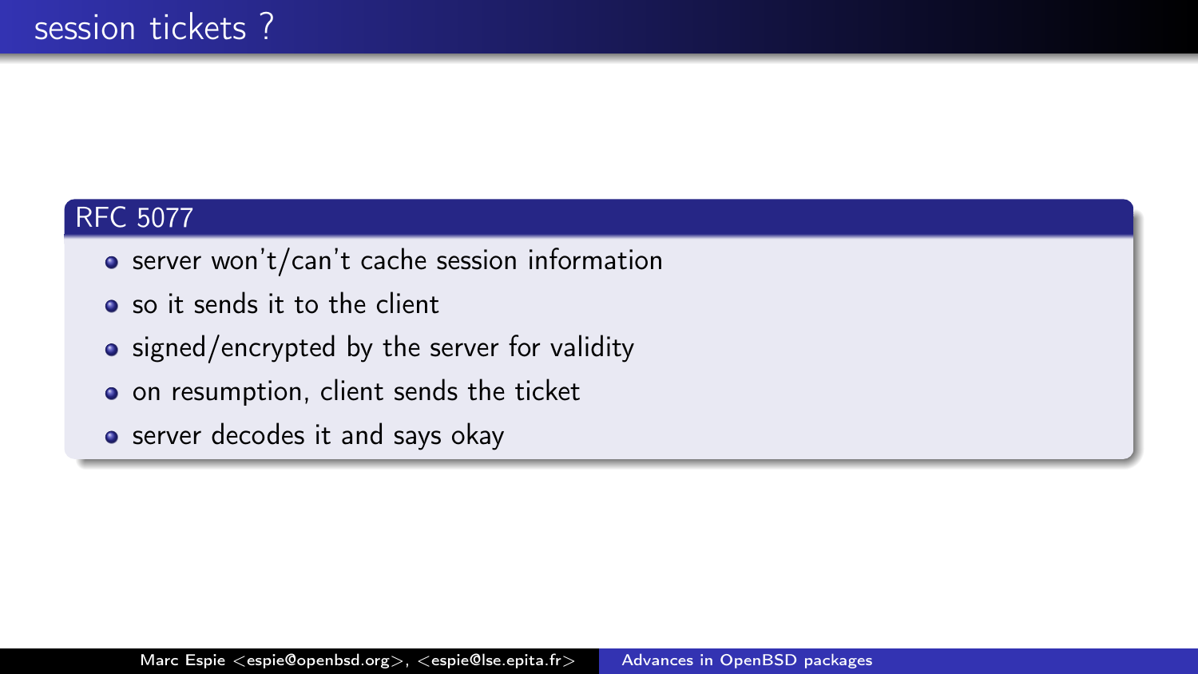# session tickets ?

## RFC 5077

- server won't/can't cache session information
- so it sends it to the client
- signed/encrypted by the server for validity
- on resumption, client sends the ticket
- server decodes it and says okay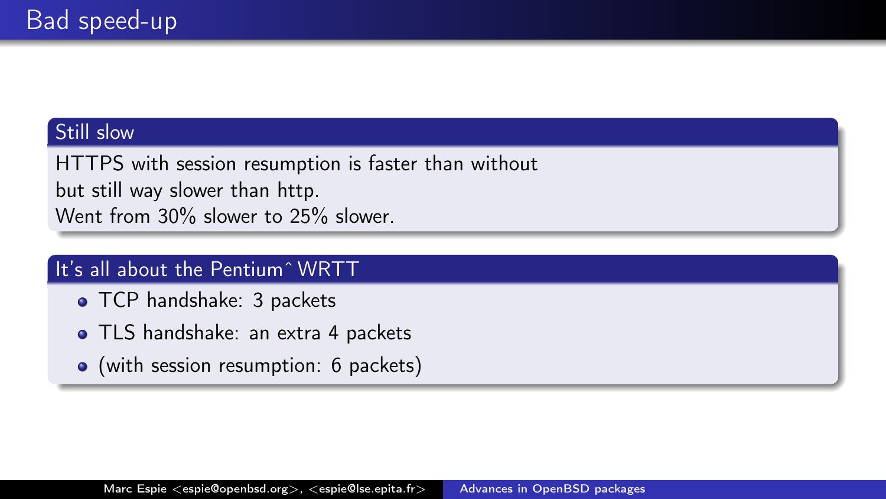# Bad speed-up

## Still slow

HTTPS with session resumption is faster than without
but still way slower than http.
Went from 30% slower to 25% slower.

## It's all about the Pentium^WRTT

- TCP handshake: 3 packets
- TLS handshake: an extra 4 packets
- (with session resumption: 6 packets)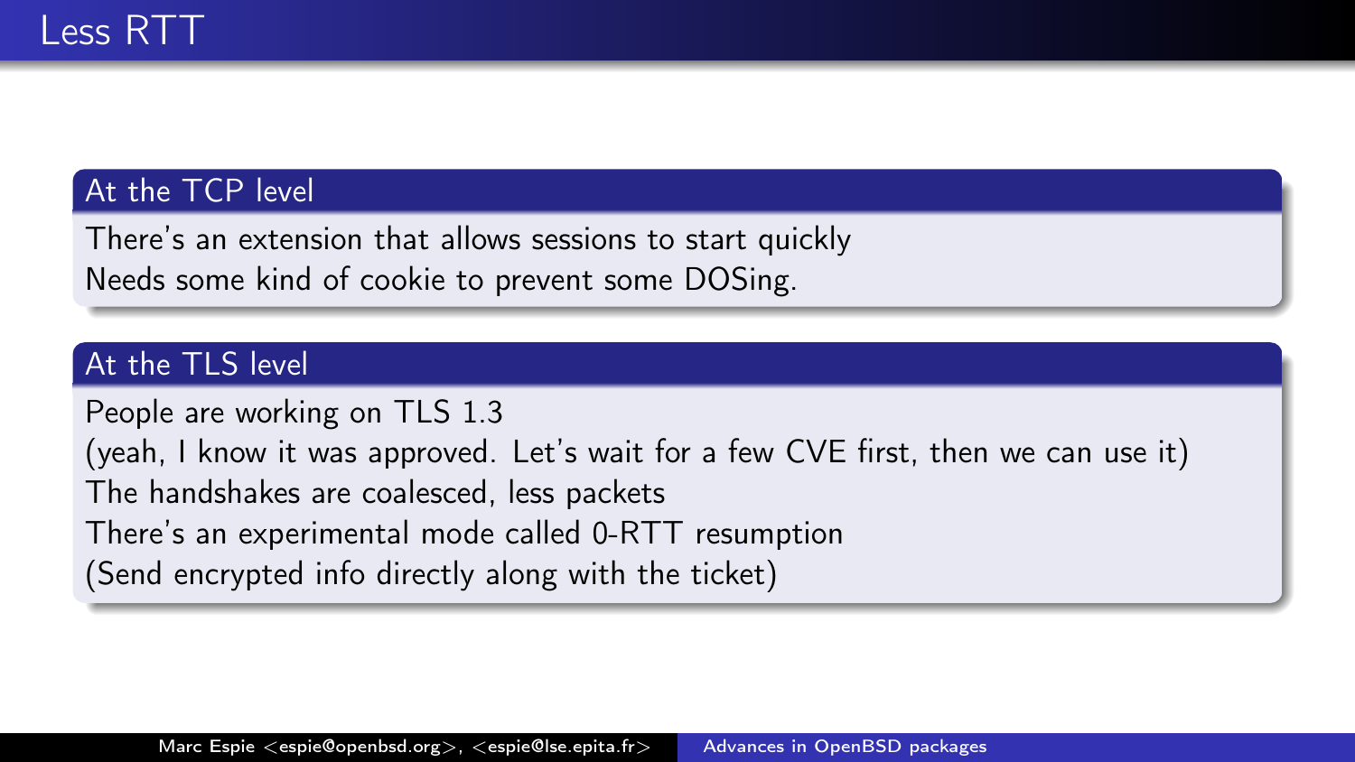# Less RTT

## At the TCP level

There's an extension that allows sessions to start quickly
Needs some kind of cookie to prevent some DOSing.

## At the TLS level

People are working on TLS 1.3
(yeah, I know it was approved. Let's wait for a few CVE first, then we can use it)
The handshakes are coalesced, less packets
There's an experimental mode called 0-RTT resumption
(Send encrypted info directly along with the ticket)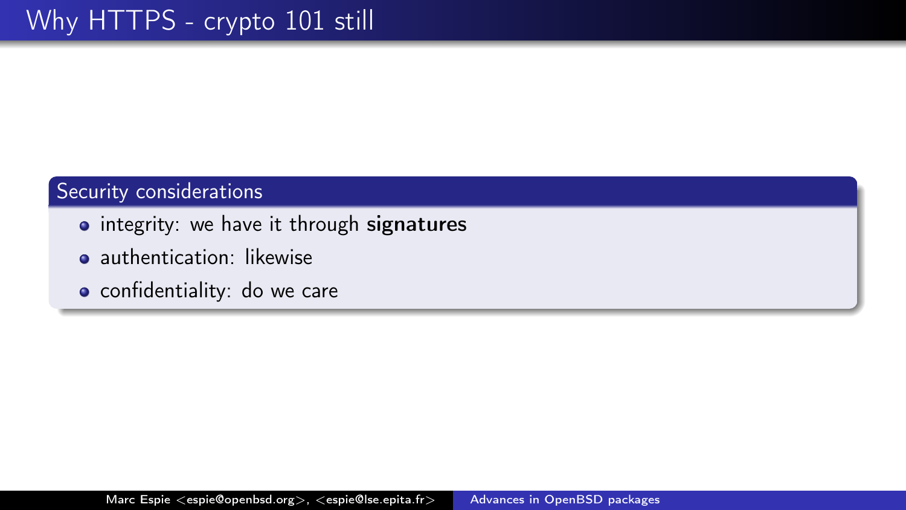# Why HTTPS - crypto 101 still

### Security considerations

- integrity: we have it through **signatures**
- authentication: likewise
- confidentiality: do we care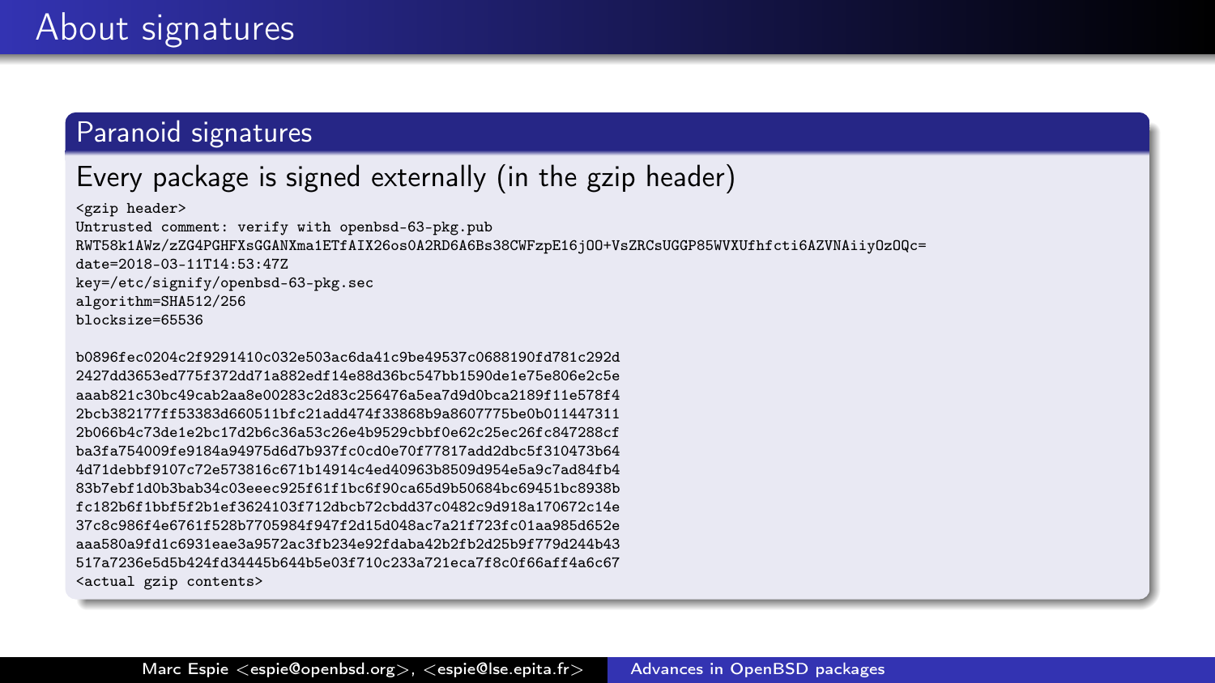# About signatures

## Paranoid signatures

### Every package is signed externally (in the gzip header)

```
<gzip header>
Untrusted comment: verify with openbsd-63-pkg.pub
RWT58k1AWz/zZG4PGHFXsGGANXma1ETfAIX26os0A2RD6A6Bs38CWFzpE16jO0+VsZRCsUGGP85WVXUfhfcti6AZVNAiiyOzOQc=
date=2018-03-11T14:53:47Z
key=/etc/signify/openbsd-63-pkg.sec
algorithm=SHA512/256
blocksize=65536

b0896fec0204c2f9291410c032e503ac6da41c9be49537c0688190fd781c292d
2427dd3653ed775f372dd71a882edf14e88d36bc547bb1590de1e75e806e2c5e
aaab821c30bc49cab2aa8e00283c2d83c256476a5ea7d9d0bca2189f11e578f4
2bcb382177ff53383d660511bfc21add474f33868b9a8607775be0b011447311
2b066b4c73de1e2bc17d2b6c36a53c26e4b9529cbbf0e62c25ec26fc847288cf
ba3fa754009fe9184a94975d6d7b937fc0cd0e70f77817add2dbc5f310473b64
4d71debbf9107c72e573816c671b14914c4ed40963b8509d954e5a9c7ad84fb4
83b7ebf1d0b3bab34c03eeec925f61f1bc6f90ca65d9b50684bc69451bc8938b
fc182b6f1bbf5f2b1ef3624103f712dbcb72cbdd37c0482c9d918a170672c14e
37c8c986f4e6761f528b7705984f947f2d15d048ac7a21f723fc01aa985d652e
aaa580a9fd1c6931eae3a9572ac3fb234e92fdaba42b2fb2d25b9f779d244b43
517a7236e5d5b424fd34445b644b5e03f710c233a721eca7f8c0f66aff4a6c67
<actual gzip contents>
```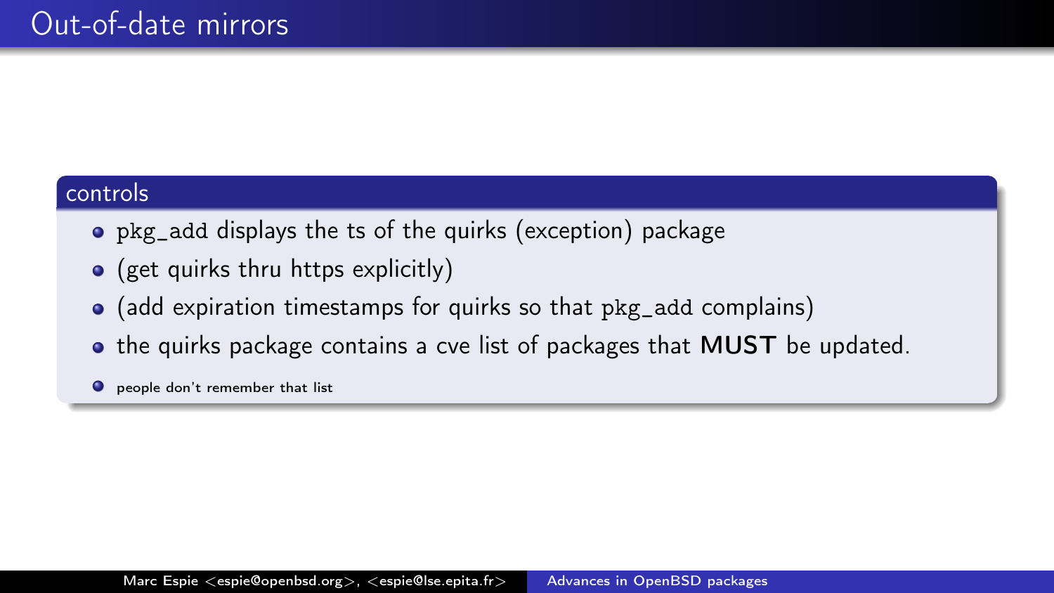# Out-of-date mirrors

## controls

- `pkg_add` displays the ts of the quirks (exception) package
- (get quirks thru https explicitly)
- (add expiration timestamps for quirks so that `pkg_add` complains)
- the quirks package contains a cve list of packages that **MUST** be updated.
  - people don't remember that list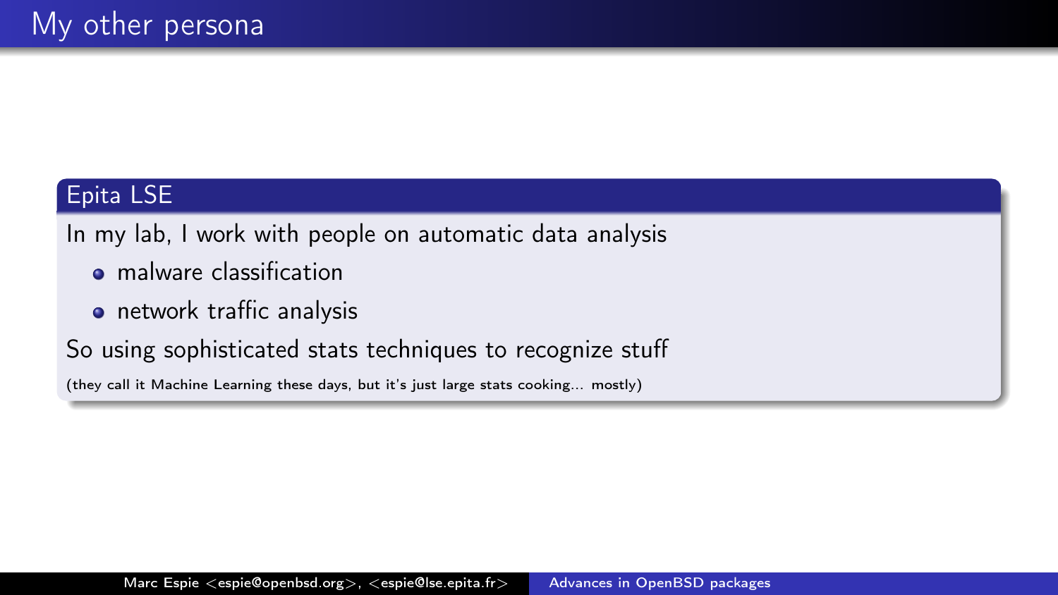# My other persona

## Epita LSE

In my lab, I work with people on automatic data analysis

- malware classification
- network traffic analysis

So using sophisticated stats techniques to recognize stuff

(they call it Machine Learning these days, but it's just large stats cooking... mostly)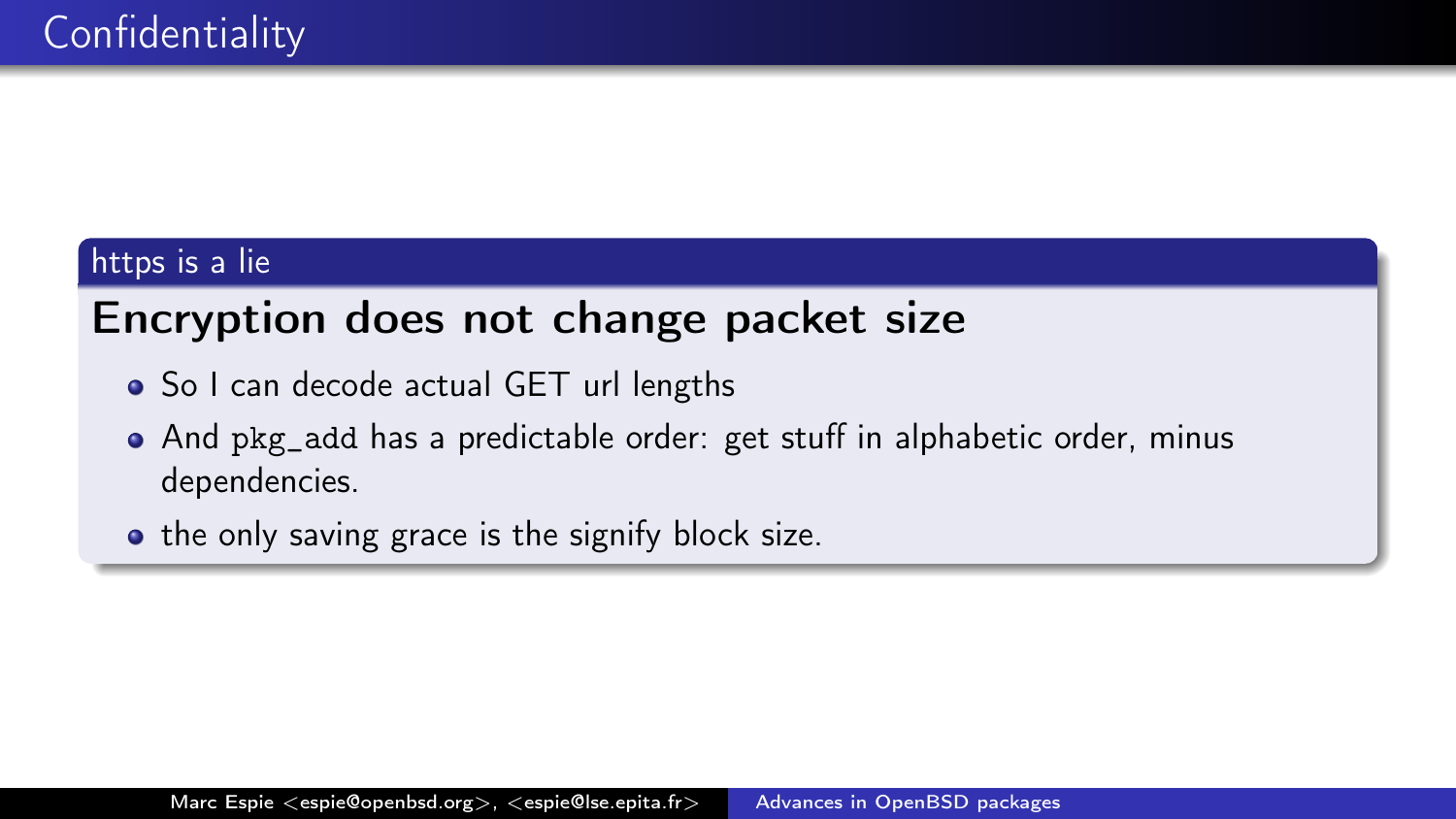# Confidentiality

## https is a lie

**Encryption does not change packet size**

- So I can decode actual GET url lengths
- And `pkg_add` has a predictable order: get stuff in alphabetic order, minus dependencies.
- the only saving grace is the signify block size.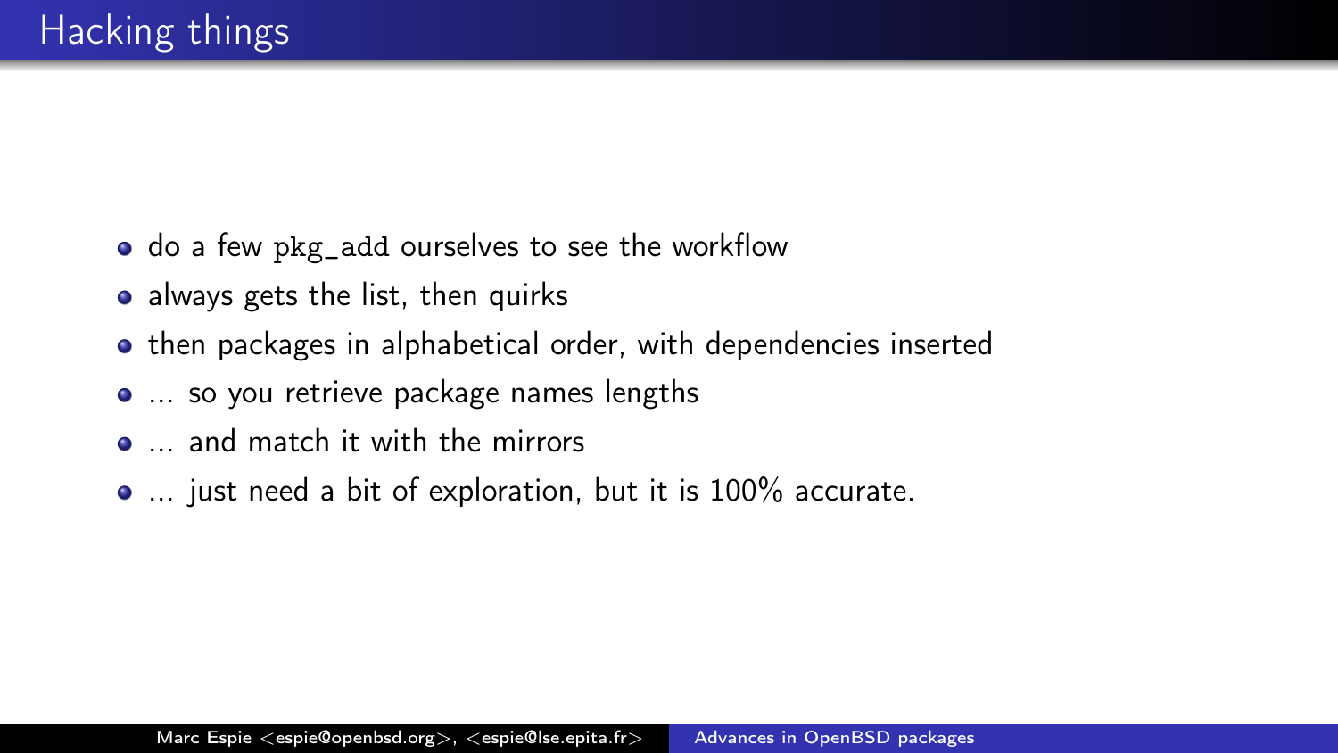# Hacking things

- do a few `pkg_add` ourselves to see the workflow
- always gets the list, then quirks
- then packages in alphabetical order, with dependencies inserted
- ... so you retrieve package names lengths
- ... and match it with the mirrors
- ... just need a bit of exploration, but it is 100% accurate.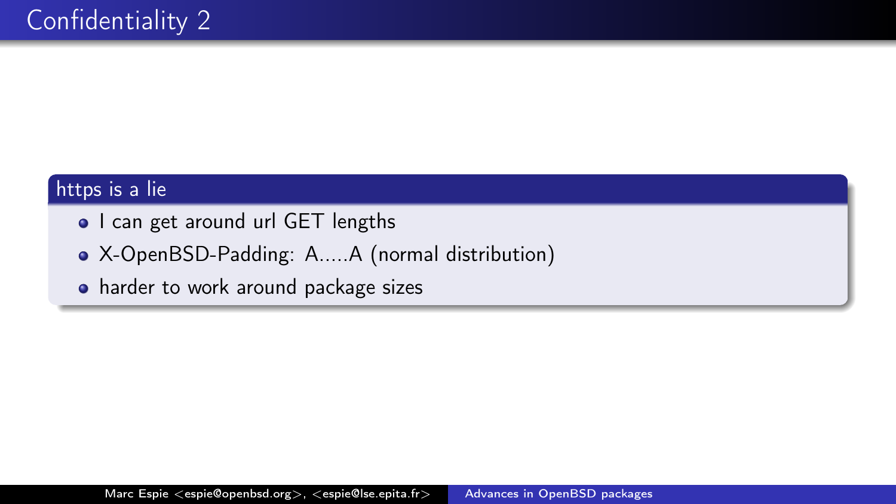# Confidentiality 2

## https is a lie

- I can get around url GET lengths
- X-OpenBSD-Padding: A.....A (normal distribution)
- harder to work around package sizes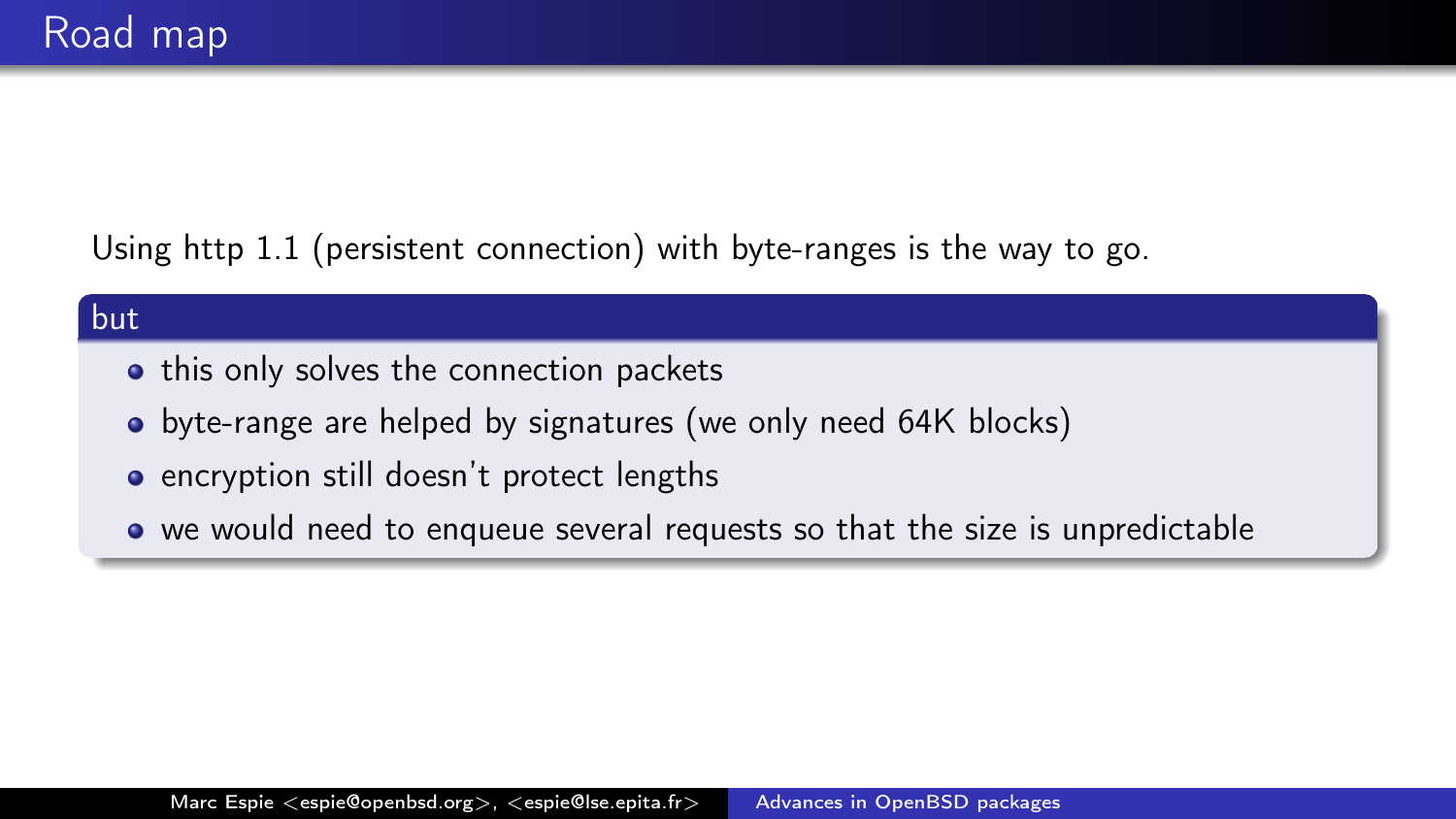# Road map

Using http 1.1 (persistent connection) with byte-ranges is the way to go.

**but**

- this only solves the connection packets
- byte-range are helped by signatures (we only need 64K blocks)
- encryption still doesn't protect lengths
- we would need to enqueue several requests so that the size is unpredictable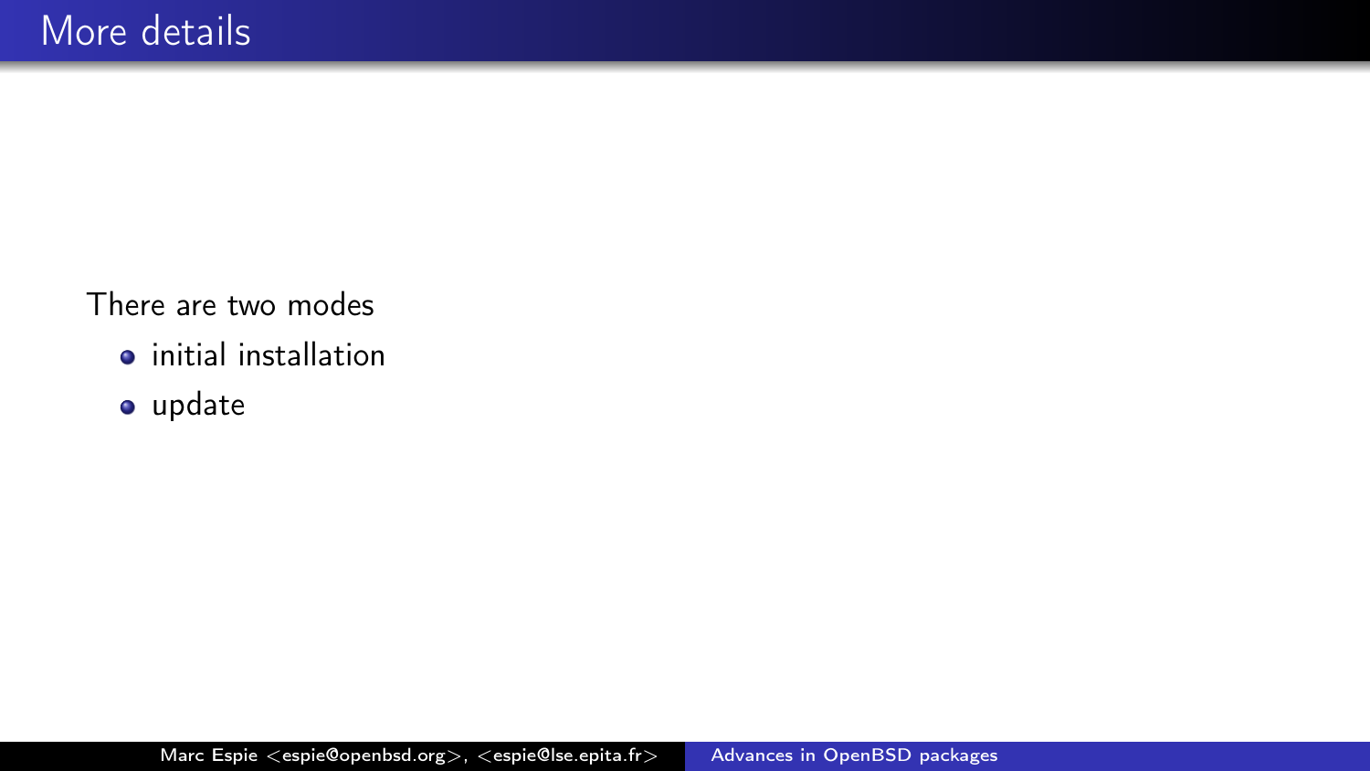# More details

There are two modes

- initial installation
- update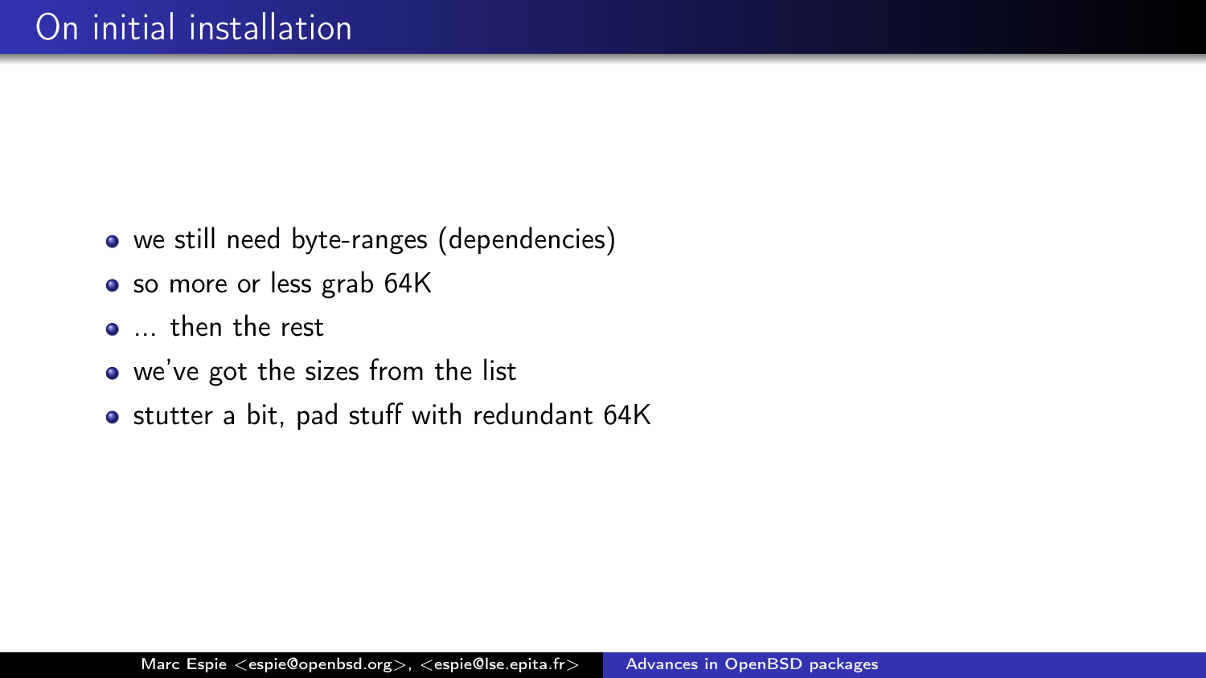# On initial installation

- we still need byte-ranges (dependencies)
- so more or less grab 64K
- ... then the rest
- we've got the sizes from the list
- stutter a bit, pad stuff with redundant 64K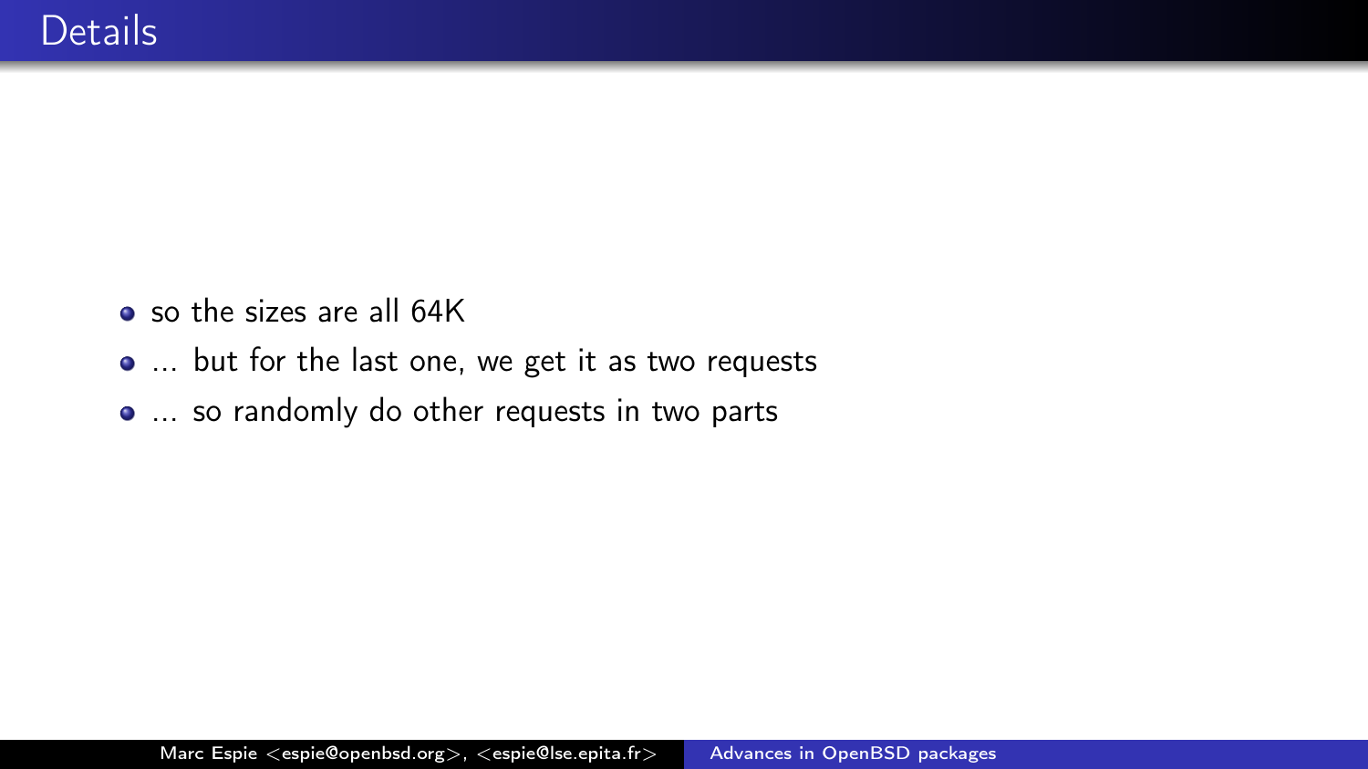## Details

- so the sizes are all 64K
- ... but for the last one, we get it as two requests
- ... so randomly do other requests in two parts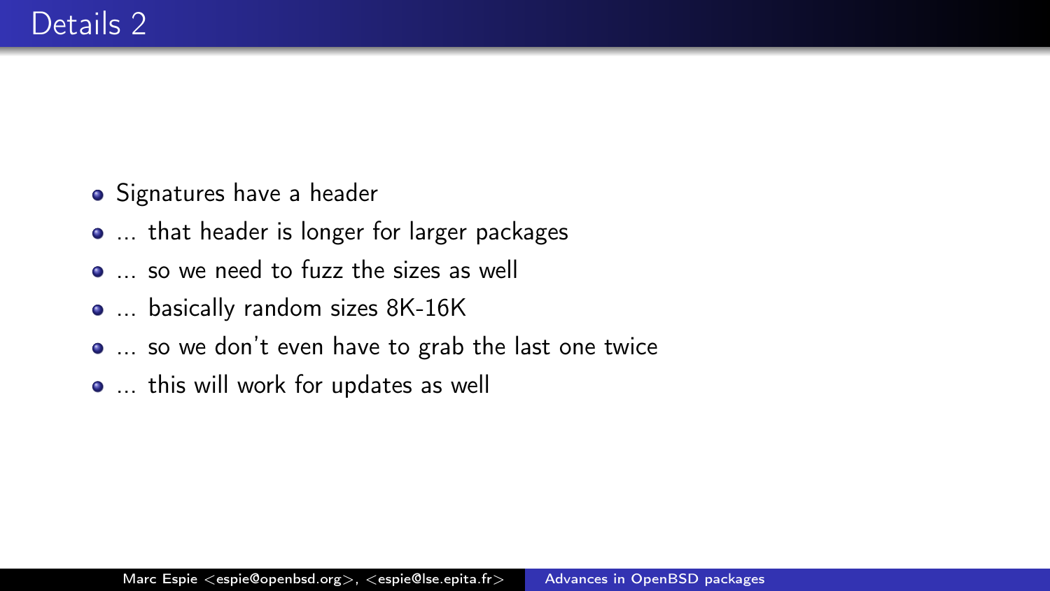# Details 2

- Signatures have a header
- ... that header is longer for larger packages
- ... so we need to fuzz the sizes as well
- ... basically random sizes 8K-16K
- ... so we don't even have to grab the last one twice
- ... this will work for updates as well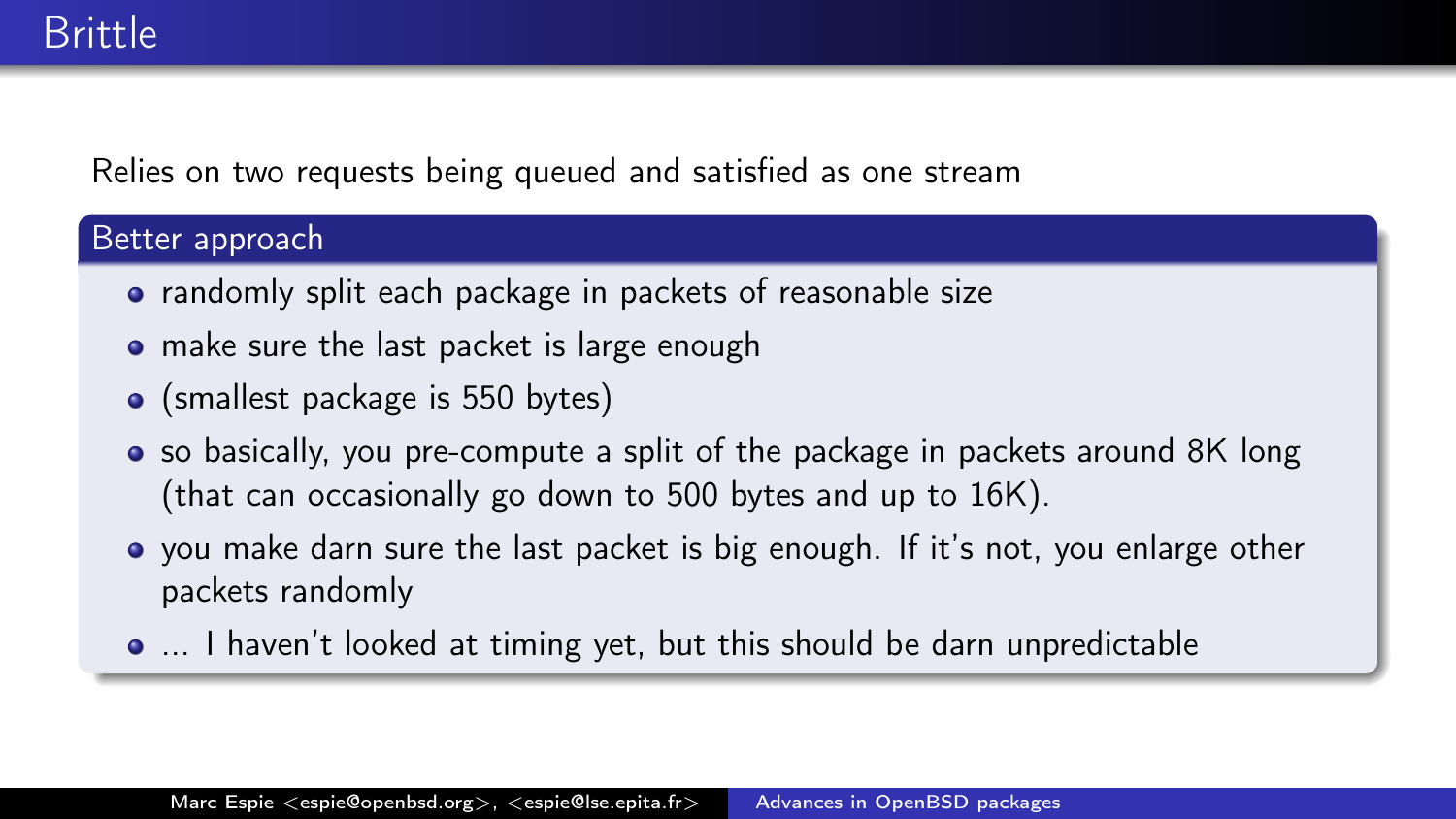# Brittle

Relies on two requests being queued and satisfied as one stream

## Better approach

- randomly split each package in packets of reasonable size
- make sure the last packet is large enough
- (smallest package is 550 bytes)
- so basically, you pre-compute a split of the package in packets around 8K long (that can occasionally go down to 500 bytes and up to 16K).
- you make darn sure the last packet is big enough. If it's not, you enlarge other packets randomly
- ... I haven't looked at timing yet, but this should be darn unpredictable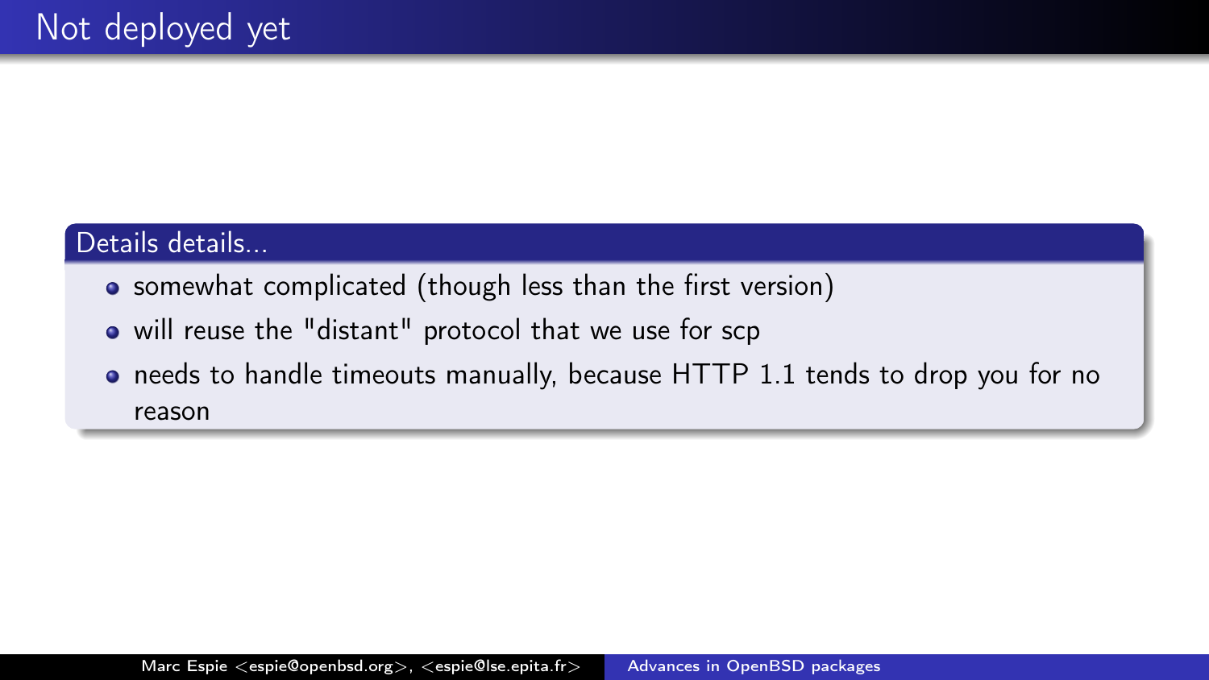# Not deployed yet

### Details details...

- somewhat complicated (though less than the first version)
- will reuse the "distant" protocol that we use for scp
- needs to handle timeouts manually, because HTTP 1.1 tends to drop you for no reason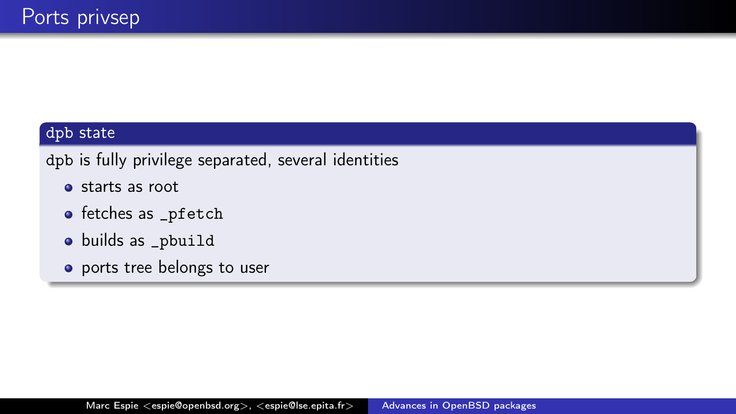# Ports privsep

## dpb state

`dpb` is fully privilege separated, several identities

- starts as root
- fetches as `_pfetch`
- builds as `_pbuild`
- ports tree belongs to user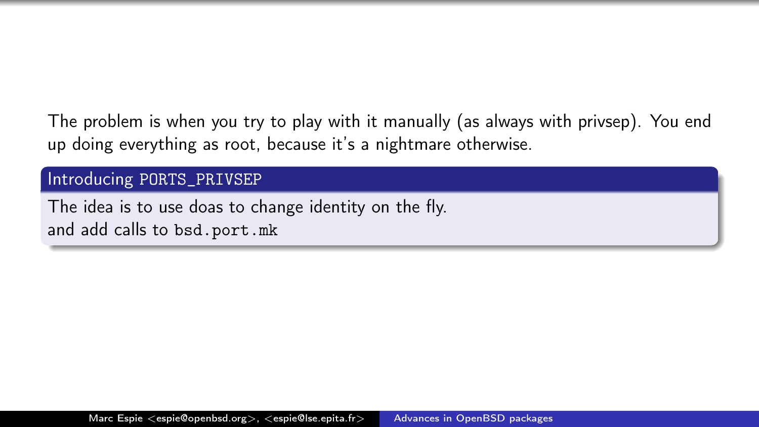The problem is when you try to play with it manually (as always with privsep). You end up doing everything as root, because it's a nightmare otherwise.

### Introducing `PORTS_PRIVSEP`

The idea is to use doas to change identity on the fly.
and add calls to `bsd.port.mk`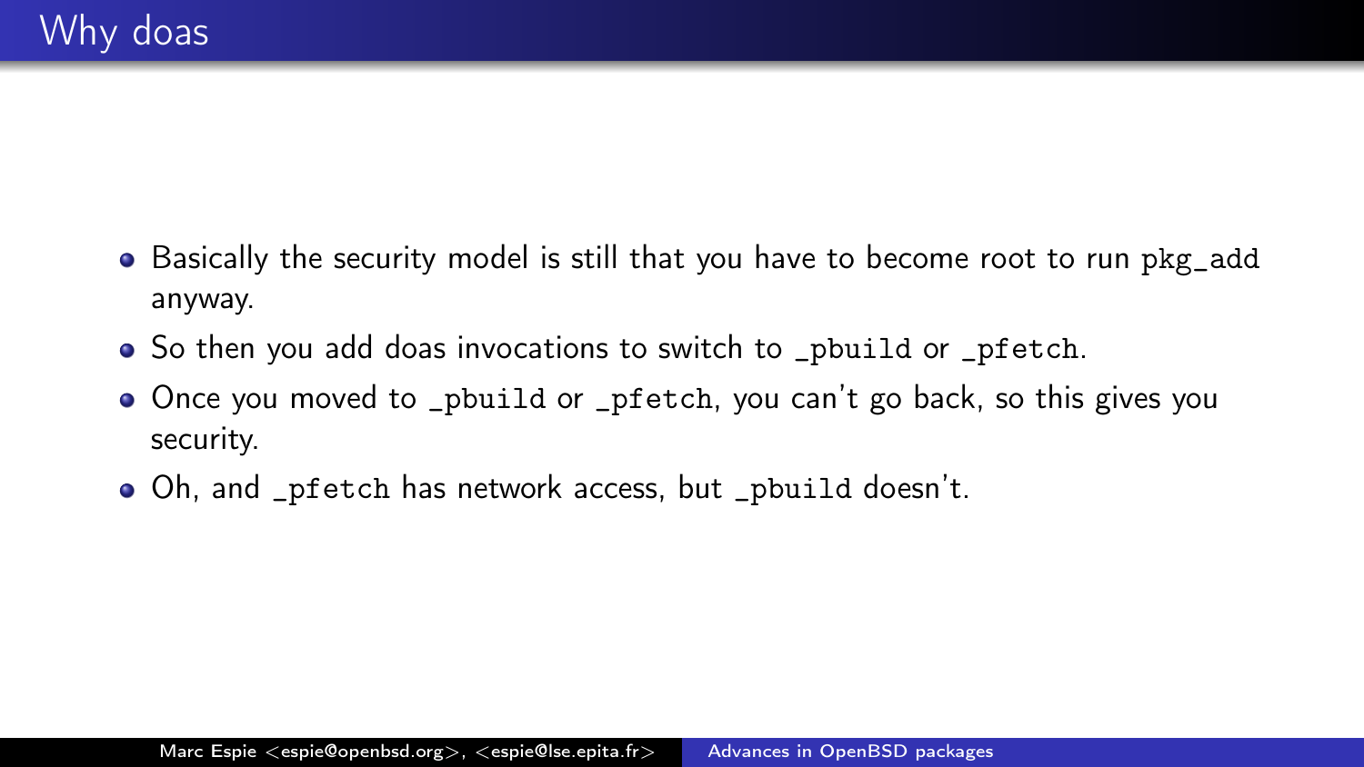# Why doas

- Basically the security model is still that you have to become root to run `pkg_add` anyway.
- So then you add doas invocations to switch to `_pbuild` or `_pfetch`.
- Once you moved to `_pbuild` or `_pfetch`, you can't go back, so this gives you security.
- Oh, and `_pfetch` has network access, but `_pbuild` doesn't.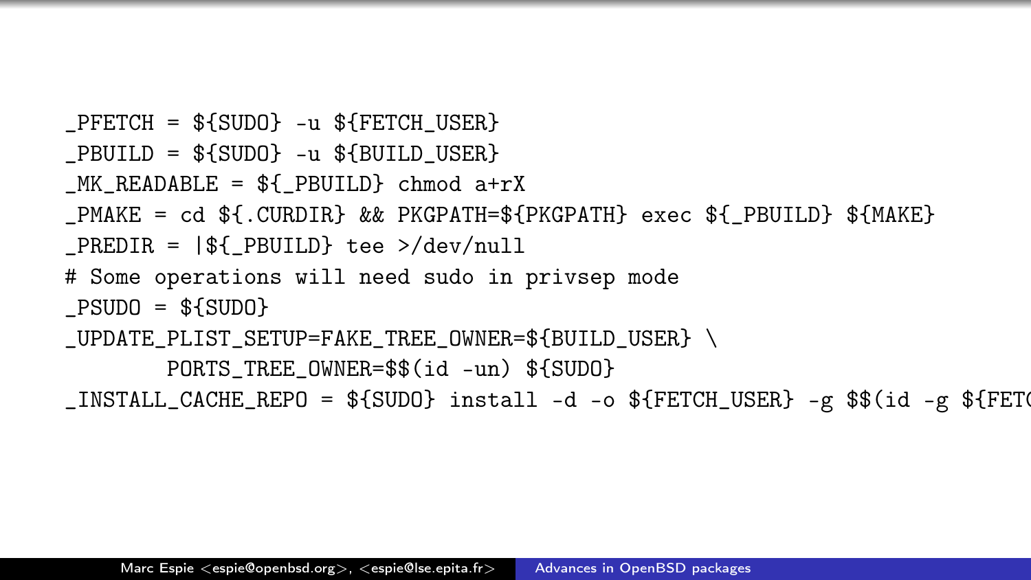```
_PFETCH = ${SUDO} -u ${FETCH_USER}
_PBUILD = ${SUDO} -u ${BUILD_USER}
_MK_READABLE = ${_PBUILD} chmod a+rX
_PMAKE = cd ${.CURDIR} && PKGPATH=${PKGPATH} exec ${_PBUILD} ${MAKE}
_PREDIR = |${_PBUILD} tee >/dev/null
# Some operations will need sudo in privsep mode
_PSUDO = ${SUDO}
_UPDATE_PLIST_SETUP=FAKE_TREE_OWNER=${BUILD_USER} \
        PORTS_TREE_OWNER=$$(id -un) ${SUDO}
_INSTALL_CACHE_REPO = ${SUDO} install -d -o ${FETCH_USER} -g $$(id -g ${FETC
```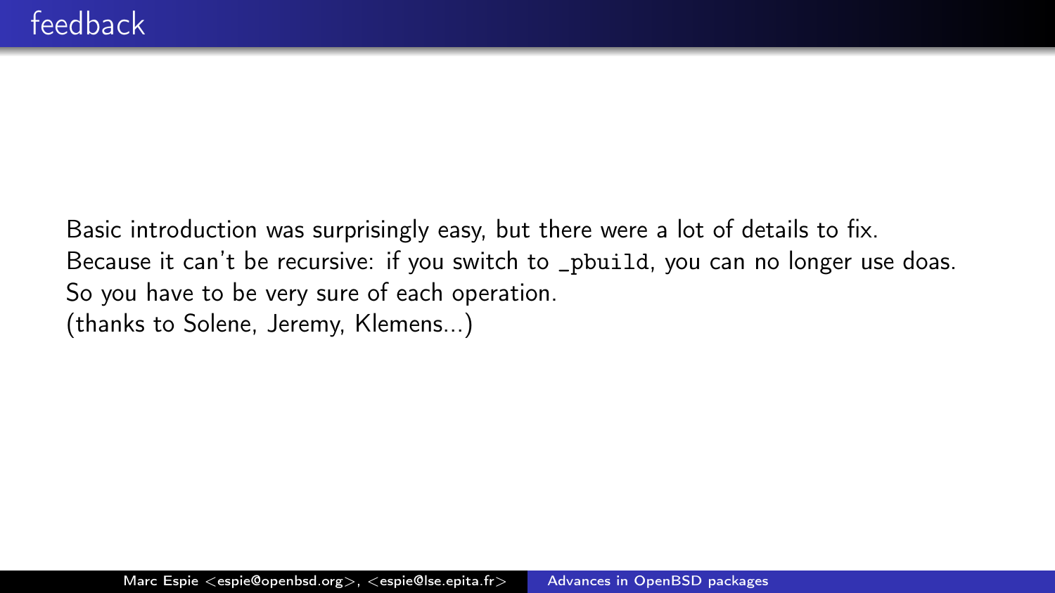# feedback

Basic introduction was surprisingly easy, but there were a lot of details to fix.
Because it can't be recursive: if you switch to `_pbuild`, you can no longer use doas.
So you have to be very sure of each operation.
(thanks to Solene, Jeremy, Klemens...)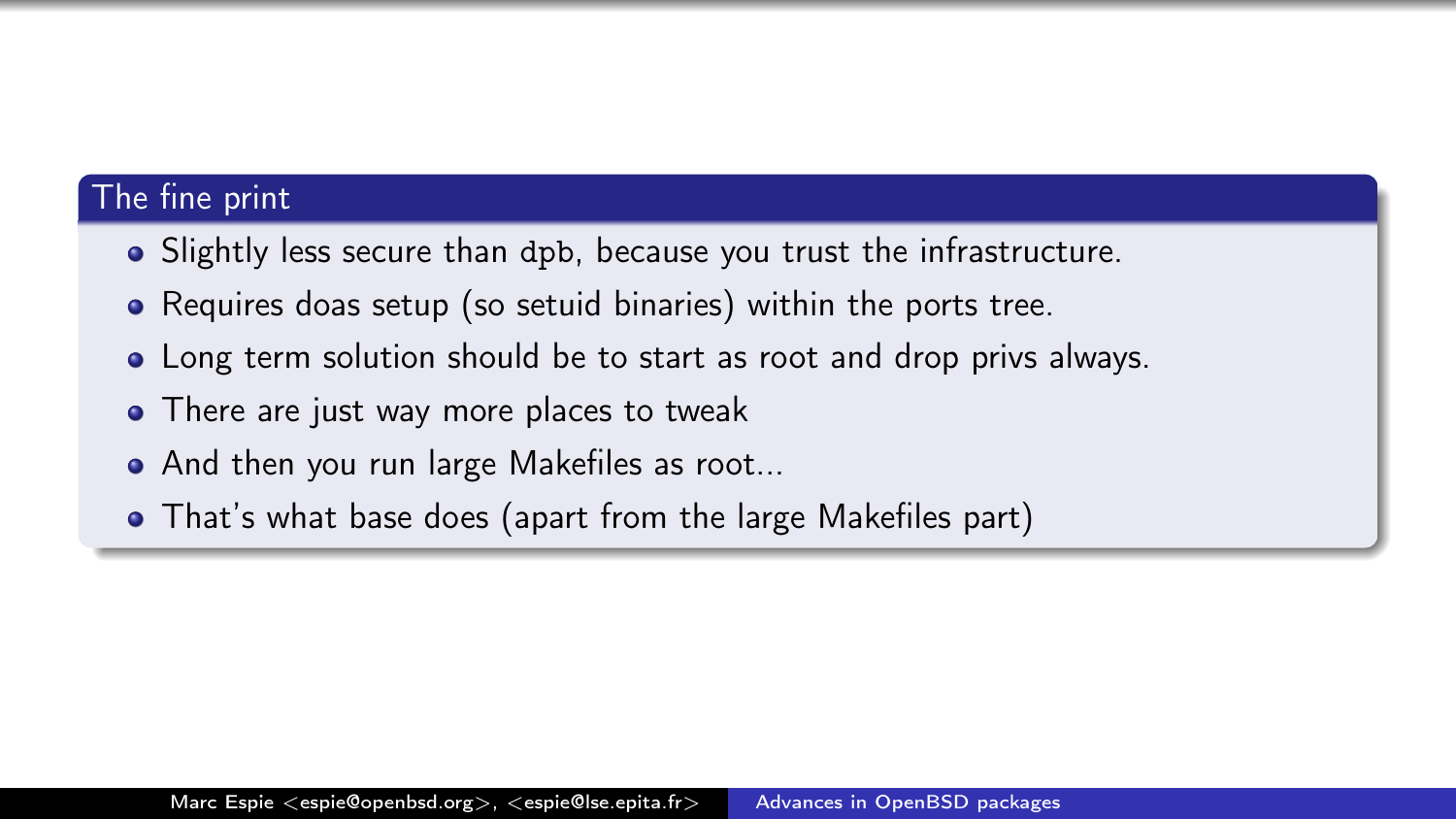## The fine print

- Slightly less secure than `dpb`, because you trust the infrastructure.
- Requires doas setup (so setuid binaries) within the ports tree.
- Long term solution should be to start as root and drop privs always.
- There are just way more places to tweak
- And then you run large Makefiles as root...
- That's what base does (apart from the large Makefiles part)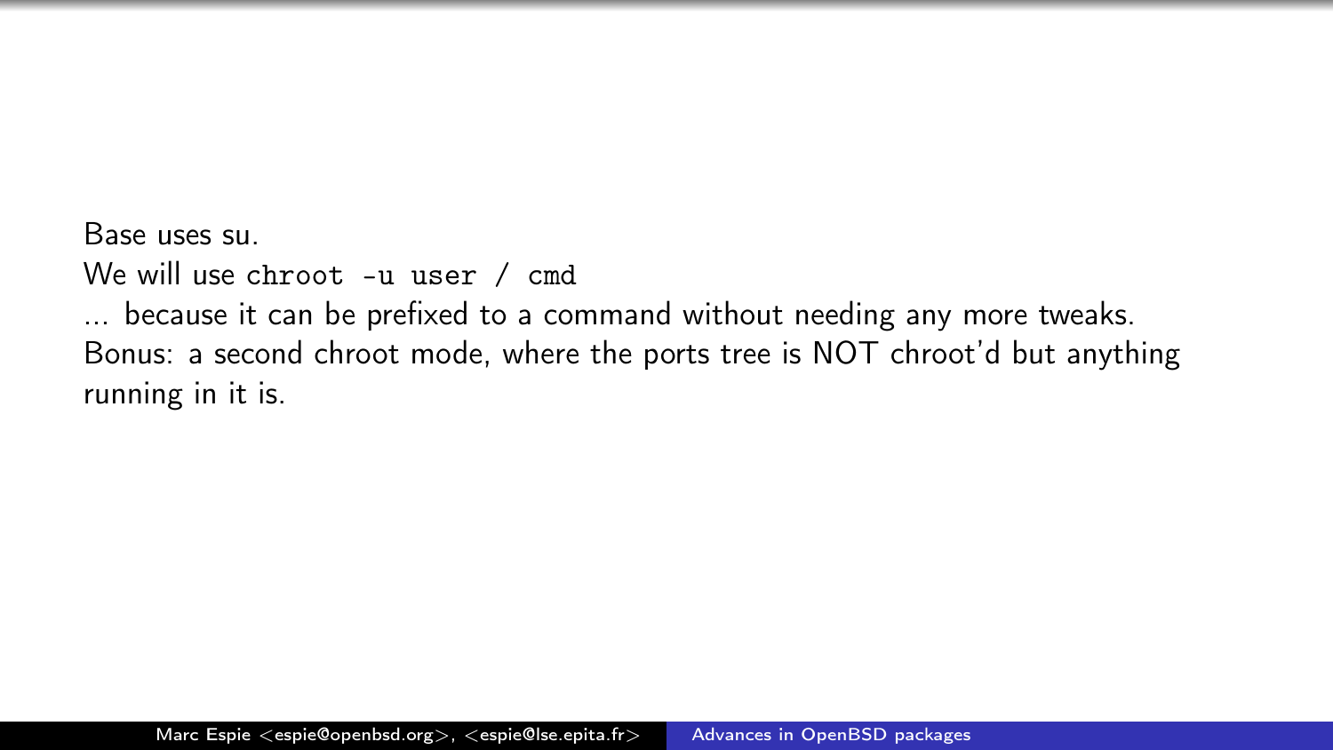Base uses su.
We will use `chroot -u user / cmd`
... because it can be prefixed to a command without needing any more tweaks.
Bonus: a second chroot mode, where the ports tree is NOT chroot'd but anything running in it is.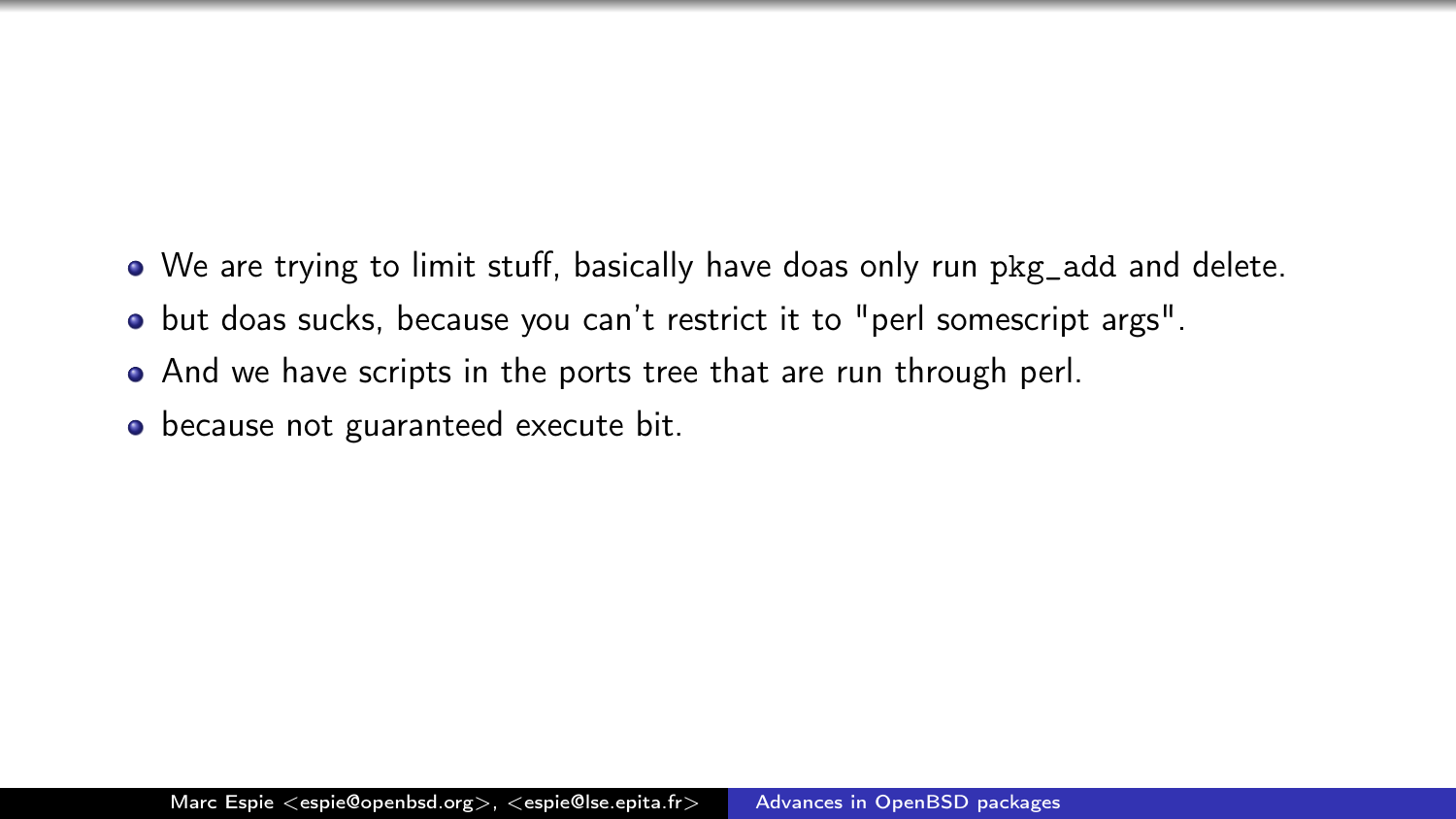- We are trying to limit stuff, basically have doas only run `pkg_add` and delete.
- but doas sucks, because you can't restrict it to "perl somescript args".
- And we have scripts in the ports tree that are run through perl.
- because not guaranteed execute bit.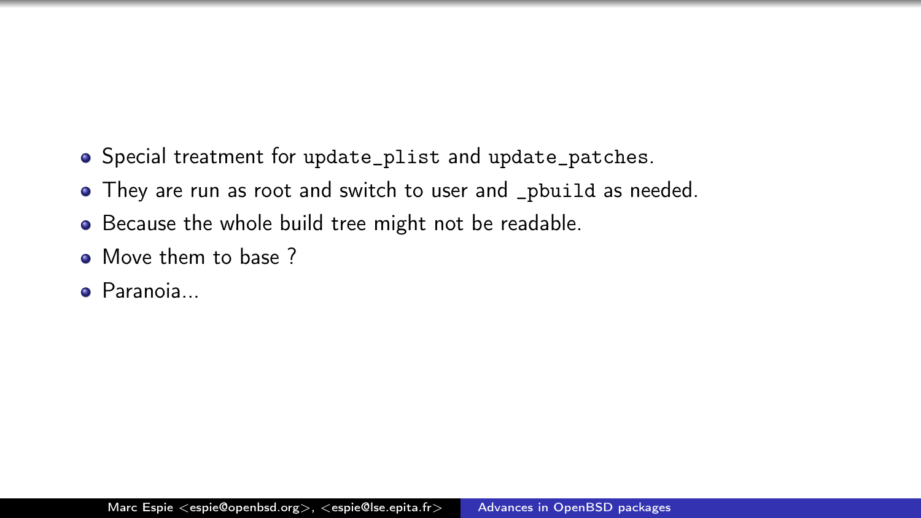- Special treatment for `update_plist` and `update_patches`.
- They are run as root and switch to user and `_pbuild` as needed.
- Because the whole build tree might not be readable.
- Move them to base ?
- Paranoia...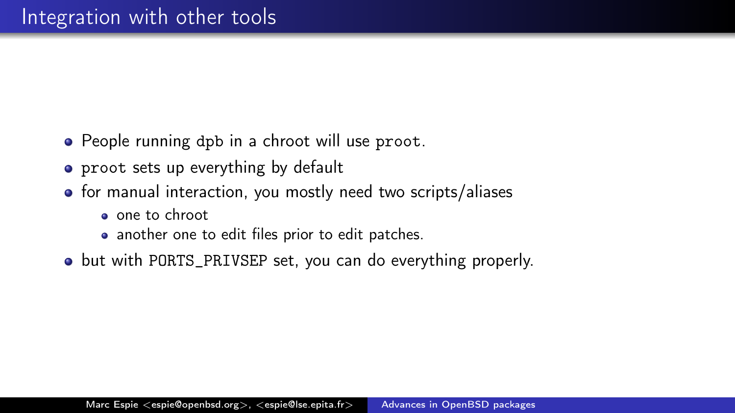# Integration with other tools

- People running `dpb` in a chroot will use `proot`.
- `proot` sets up everything by default
- for manual interaction, you mostly need two scripts/aliases
  - one to chroot
  - another one to edit files prior to edit patches.
- but with `PORTS_PRIVSEP` set, you can do everything properly.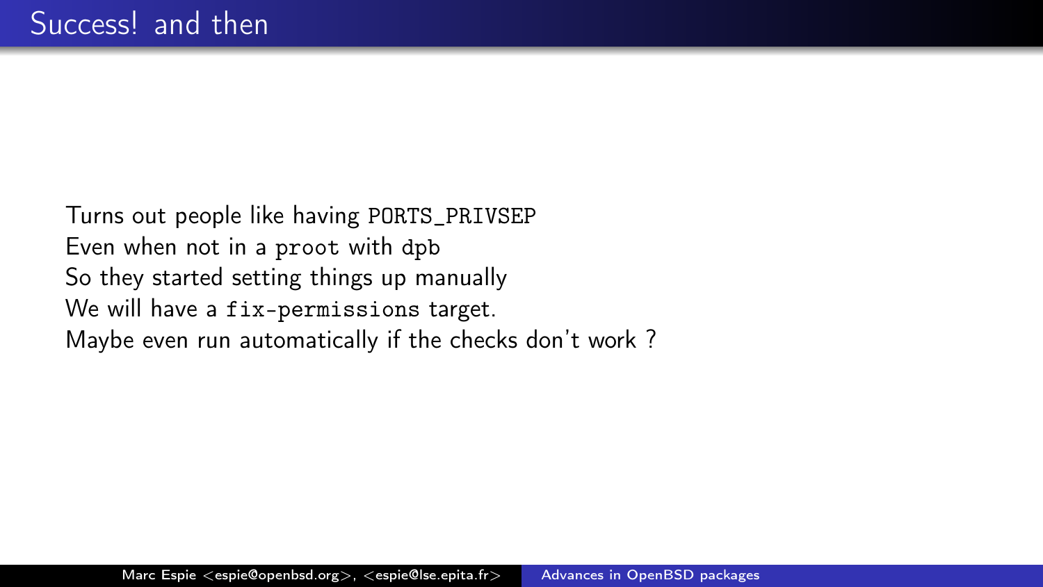## Success! and then

Turns out people like having `PORTS_PRIVSEP`
Even when not in a `proot` with `dpb`
So they started setting things up manually
We will have a `fix-permissions` target.
Maybe even run automatically if the checks don't work ?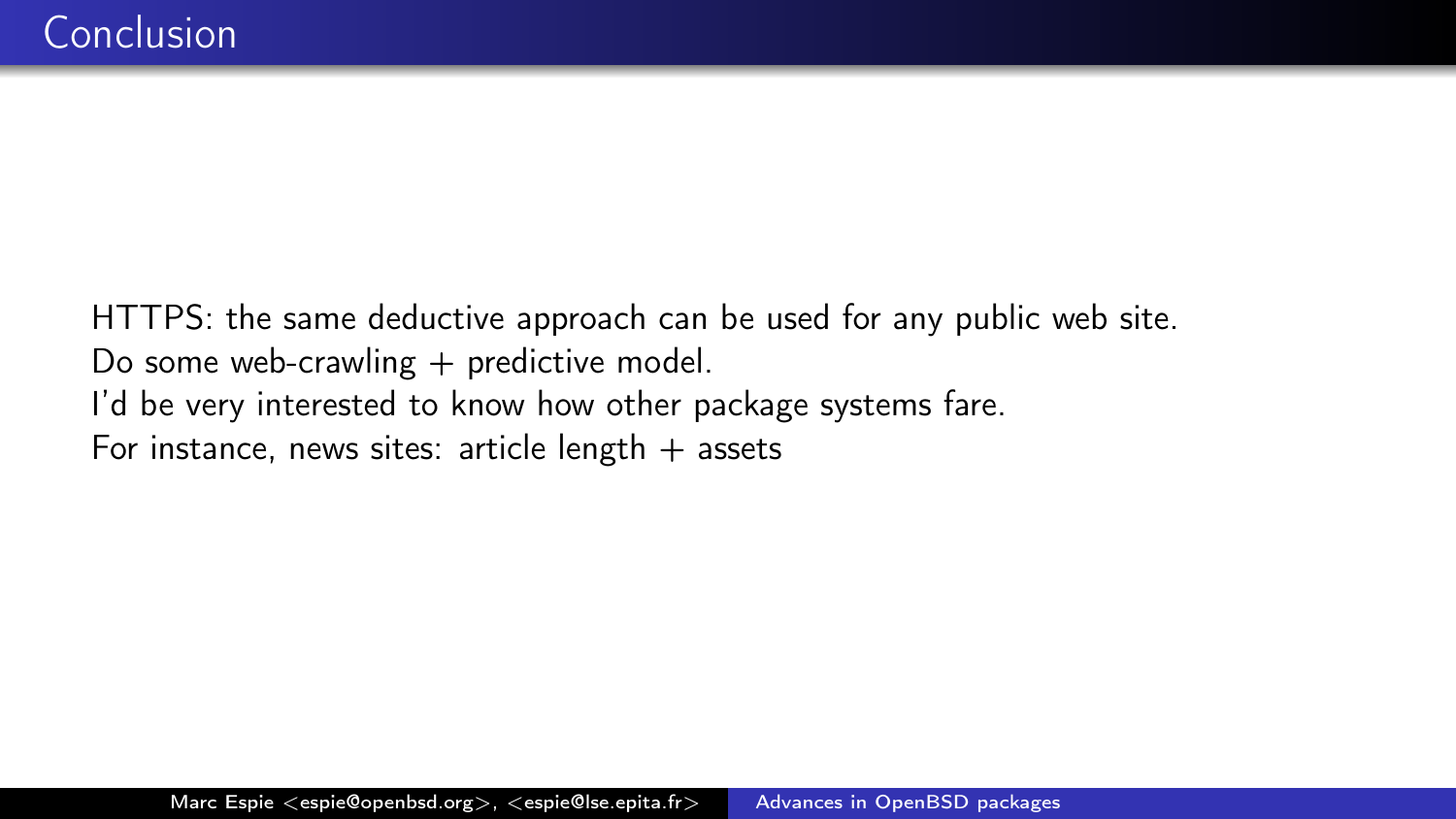# Conclusion

HTTPS: the same deductive approach can be used for any public web site.
Do some web-crawling + predictive model.
I'd be very interested to know how other package systems fare.
For instance, news sites: article length + assets